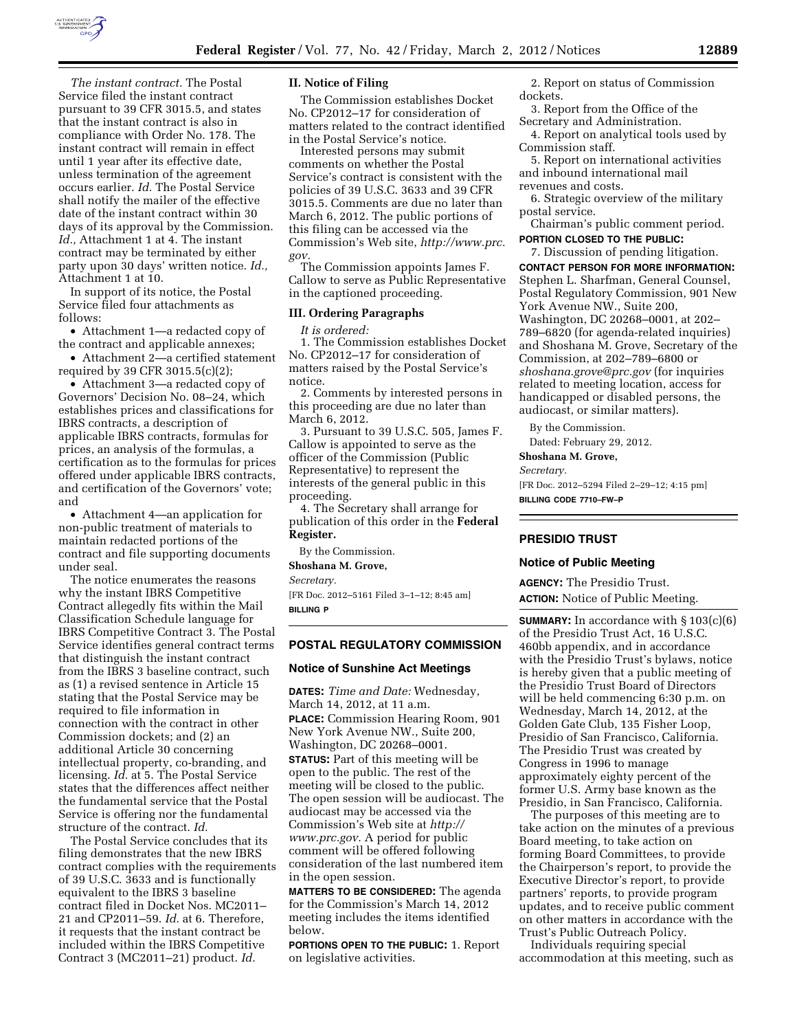*The instant contract.* The Postal Service filed the instant contract pursuant to 39 CFR 3015.5, and states that the instant contract is also in compliance with Order No. 178. The instant contract will remain in effect until 1 year after its effective date, unless termination of the agreement occurs earlier. *Id.* The Postal Service shall notify the mailer of the effective date of the instant contract within 30 days of its approval by the Commission. *Id.,* Attachment 1 at 4. The instant contract may be terminated by either party upon 30 days' written notice. *Id.,* Attachment 1 at 10.

In support of its notice, the Postal Service filed four attachments as follows:

- Attachment 1—a redacted copy of the contract and applicable annexes;
- Attachment 2—a certified statement required by 39 CFR 3015.5(c)(2);
- Attachment 3—a redacted copy of Governors' Decision No. 08–24, which establishes prices and classifications for IBRS contracts, a description of applicable IBRS contracts, formulas for prices, an analysis of the formulas, a certification as to the formulas for prices offered under applicable IBRS contracts, and certification of the Governors' vote; and
- Attachment 4—an application for non-public treatment of materials to maintain redacted portions of the contract and file supporting documents under seal.

The notice enumerates the reasons why the instant IBRS Competitive Contract allegedly fits within the Mail Classification Schedule language for IBRS Competitive Contract 3. The Postal Service identifies general contract terms that distinguish the instant contract from the IBRS 3 baseline contract, such as (1) a revised sentence in Article 15 stating that the Postal Service may be required to file information in connection with the contract in other Commission dockets; and (2) an additional Article 30 concerning intellectual property, co-branding, and licensing. *Id.* at 5. The Postal Service states that the differences affect neither the fundamental service that the Postal Service is offering nor the fundamental structure of the contract. *Id.*

The Postal Service concludes that its filing demonstrates that the new IBRS contract complies with the requirements of 39 U.S.C. 3633 and is functionally equivalent to the IBRS 3 baseline contract filed in Docket Nos. MC2011–21 and CP2011–59. *Id.* at 6. Therefore, it requests that the instant contract be included within the IBRS Competitive Contract 3 (MC2011–21) product. *Id.*

## II. Notice of Filing

The Commission establishes Docket No. CP2012–17 for consideration of matters related to the contract identified in the Postal Service's notice.

Interested persons may submit comments on whether the Postal Service's contract is consistent with the policies of 39 U.S.C. 3633 and 39 CFR 3015.5. Comments are due no later than March 6, 2012. The public portions of this filing can be accessed via the Commission's Web site, *http://www.prc.gov.*

The Commission appoints James F. Callow to serve as Public Representative in the captioned proceeding.

## III. Ordering Paragraphs

*It is ordered:*

1. The Commission establishes Docket No. CP2012–17 for consideration of matters raised by the Postal Service's notice.
2. Comments by interested persons in this proceeding are due no later than March 6, 2012.
3. Pursuant to 39 U.S.C. 505, James F. Callow is appointed to serve as the officer of the Commission (Public Representative) to represent the interests of the general public in this proceeding.
4. The Secretary shall arrange for publication of this order in the **Federal Register.**

By the Commission.

**Shoshana M. Grove,**

*Secretary.*

[FR Doc. 2012–5161 Filed 3–1–12; 8:45 am]

**BILLING P**

# POSTAL REGULATORY COMMISSION

## Notice of Sunshine Act Meetings

**DATES:** *Time and Date:* Wednesday, March 14, 2012, at 11 a.m.

**PLACE:** Commission Hearing Room, 901 New York Avenue NW., Suite 200, Washington, DC 20268–0001.

**STATUS:** Part of this meeting will be open to the public. The rest of the meeting will be closed to the public. The open session will be audiocast. The audiocast may be accessed via the Commission's Web site at *http://www.prc.gov.* A period for public comment will be offered following consideration of the last numbered item in the open session.

**MATTERS TO BE CONSIDERED:** The agenda for the Commission's March 14, 2012 meeting includes the items identified below.

**PORTIONS OPEN TO THE PUBLIC:**

1. Report on legislative activities.
2. Report on status of Commission dockets.
3. Report from the Office of the Secretary and Administration.
4. Report on analytical tools used by Commission staff.
5. Report on international activities and inbound international mail revenues and costs.
6. Strategic overview of the military postal service.

Chairman's public comment period.

**PORTION CLOSED TO THE PUBLIC:**

7. Discussion of pending litigation.

**CONTACT PERSON FOR MORE INFORMATION:** Stephen L. Sharfman, General Counsel, Postal Regulatory Commission, 901 New York Avenue NW., Suite 200, Washington, DC 20268–0001, at 202–789–6820 (for agenda-related inquiries) and Shoshana M. Grove, Secretary of the Commission, at 202–789–6800 or *shoshana.grove@prc.gov* (for inquiries related to meeting location, access for handicapped or disabled persons, the audiocast, or similar matters).

By the Commission.

Dated: February 29, 2012.

**Shoshana M. Grove,**

*Secretary.*

[FR Doc. 2012–5294 Filed 2–29–12; 4:15 pm]

**BILLING CODE 7710–FW–P**

# PRESIDIO TRUST

## Notice of Public Meeting

**AGENCY:** The Presidio Trust.

**ACTION:** Notice of Public Meeting.

**SUMMARY:** In accordance with § 103(c)(6) of the Presidio Trust Act, 16 U.S.C. 460bb appendix, and in accordance with the Presidio Trust's bylaws, notice is hereby given that a public meeting of the Presidio Trust Board of Directors will be held commencing 6:30 p.m. on Wednesday, March 14, 2012, at the Golden Gate Club, 135 Fisher Loop, Presidio of San Francisco, California. The Presidio Trust was created by Congress in 1996 to manage approximately eighty percent of the former U.S. Army base known as the Presidio, in San Francisco, California.

The purposes of this meeting are to take action on the minutes of a previous Board meeting, to take action on forming Board Committees, to provide the Chairperson's report, to provide the Executive Director's report, to provide partners' reports, to provide program updates, and to receive public comment on other matters in accordance with the Trust's Public Outreach Policy.

Individuals requiring special accommodation at this meeting, such as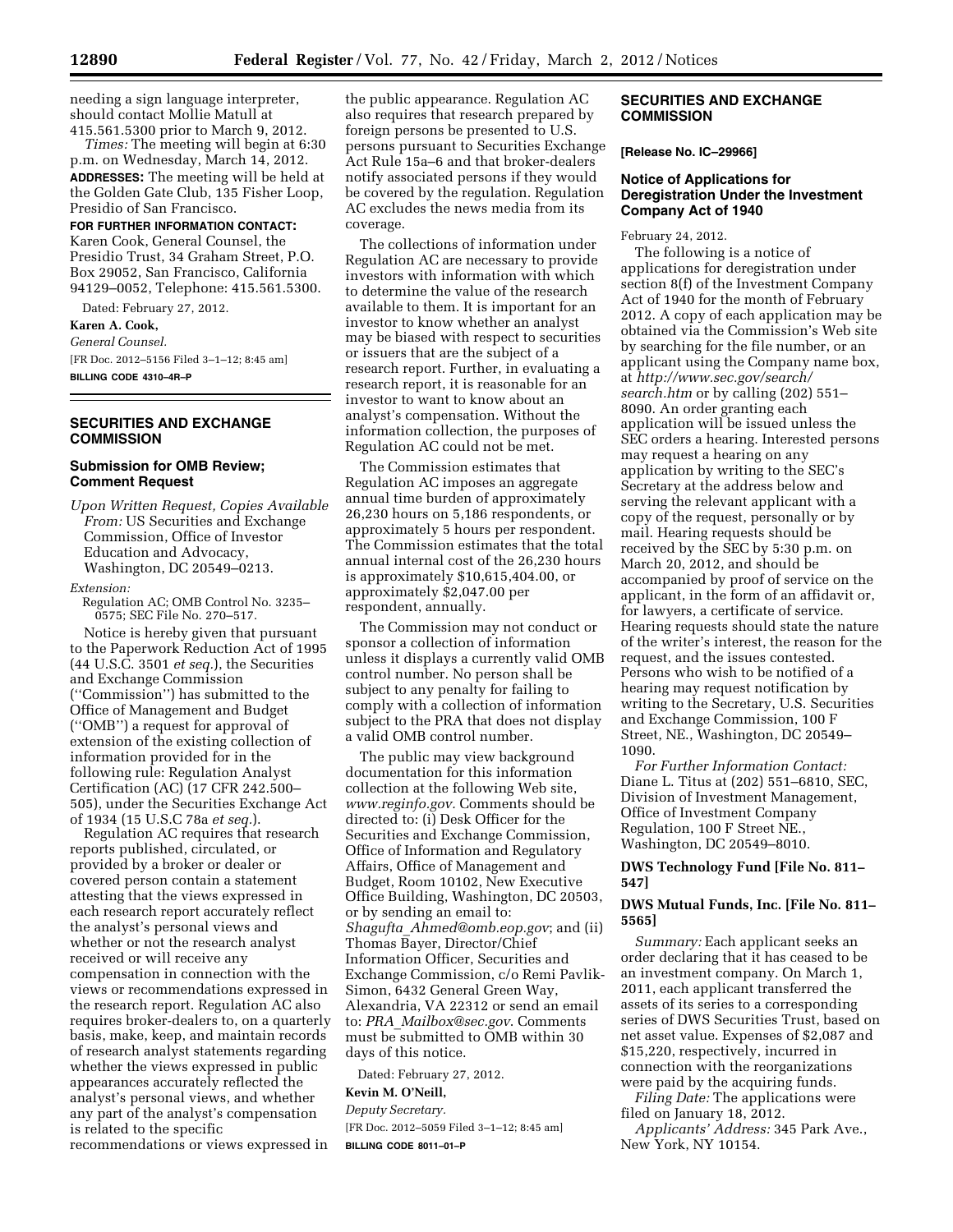needing a sign language interpreter, should contact Mollie Matull at 415.561.5300 prior to March 9, 2012.

*Times:* The meeting will begin at 6:30 p.m. on Wednesday, March 14, 2012.

**ADDRESSES:** The meeting will be held at the Golden Gate Club, 135 Fisher Loop, Presidio of San Francisco.

**FOR FURTHER INFORMATION CONTACT:** Karen Cook, General Counsel, the Presidio Trust, 34 Graham Street, P.O. Box 29052, San Francisco, California 94129–0052, Telephone: 415.561.5300.

Dated: February 27, 2012.

**Karen A. Cook,**

*General Counsel.*

[FR Doc. 2012–5156 Filed 3–1–12; 8:45 am]

**BILLING CODE 4310–4R–P**

## SECURITIES AND EXCHANGE COMMISSION

### Submission for OMB Review; Comment Request

*Upon Written Request, Copies Available From:* US Securities and Exchange Commission, Office of Investor Education and Advocacy, Washington, DC 20549–0213.

*Extension:*

Regulation AC; OMB Control No. 3235–0575; SEC File No. 270–517.

Notice is hereby given that pursuant to the Paperwork Reduction Act of 1995 (44 U.S.C. 3501 *et seq.*), the Securities and Exchange Commission (''Commission'') has submitted to the Office of Management and Budget (''OMB'') a request for approval of extension of the existing collection of information provided for in the following rule: Regulation Analyst Certification (AC) (17 CFR 242.500–505), under the Securities Exchange Act of 1934 (15 U.S.C 78a *et seq.*).

Regulation AC requires that research reports published, circulated, or provided by a broker or dealer or covered person contain a statement attesting that the views expressed in each research report accurately reflect the analyst's personal views and whether or not the research analyst received or will receive any compensation in connection with the views or recommendations expressed in the research report. Regulation AC also requires broker-dealers to, on a quarterly basis, make, keep, and maintain records of research analyst statements regarding whether the views expressed in public appearances accurately reflected the analyst's personal views, and whether any part of the analyst's compensation is related to the specific recommendations or views expressed in the public appearance. Regulation AC also requires that research prepared by foreign persons be presented to U.S. persons pursuant to Securities Exchange Act Rule 15a–6 and that broker-dealers notify associated persons if they would be covered by the regulation. Regulation AC excludes the news media from its coverage.

The collections of information under Regulation AC are necessary to provide investors with information with which to determine the value of the research available to them. It is important for an investor to know whether an analyst may be biased with respect to securities or issuers that are the subject of a research report. Further, in evaluating a research report, it is reasonable for an investor to want to know about an analyst's compensation. Without the information collection, the purposes of Regulation AC could not be met.

The Commission estimates that Regulation AC imposes an aggregate annual time burden of approximately 26,230 hours on 5,186 respondents, or approximately 5 hours per respondent. The Commission estimates that the total annual internal cost of the 26,230 hours is approximately $10,615,404.00, or approximately $2,047.00 per respondent, annually.

The Commission may not conduct or sponsor a collection of information unless it displays a currently valid OMB control number. No person shall be subject to any penalty for failing to comply with a collection of information subject to the PRA that does not display a valid OMB control number.

The public may view background documentation for this information collection at the following Web site, *www.reginfo.gov.* Comments should be directed to: (i) Desk Officer for the Securities and Exchange Commission, Office of Information and Regulatory Affairs, Office of Management and Budget, Room 10102, New Executive Office Building, Washington, DC 20503, or by sending an email to: *Shagufta_Ahmed@omb.eop.gov*; and (ii) Thomas Bayer, Director/Chief Information Officer, Securities and Exchange Commission, c/o Remi Pavlik-Simon, 6432 General Green Way, Alexandria, VA 22312 or send an email to: *PRA_Mailbox@sec.gov*. Comments must be submitted to OMB within 30 days of this notice.

Dated: February 27, 2012.

**Kevin M. O'Neill,**

*Deputy Secretary.*

[FR Doc. 2012–5059 Filed 3–1–12; 8:45 am]

**BILLING CODE 8011–01–P**

## SECURITIES AND EXCHANGE COMMISSION

**[Release No. IC–29966]**

### Notice of Applications for Deregistration Under the Investment Company Act of 1940

February 24, 2012.

The following is a notice of applications for deregistration under section 8(f) of the Investment Company Act of 1940 for the month of February 2012. A copy of each application may be obtained via the Commission's Web site by searching for the file number, or an applicant using the Company name box, at *http://www.sec.gov/search/search.htm* or by calling (202) 551–8090. An order granting each application will be issued unless the SEC orders a hearing. Interested persons may request a hearing on any application by writing to the SEC's Secretary at the address below and serving the relevant applicant with a copy of the request, personally or by mail. Hearing requests should be received by the SEC by 5:30 p.m. on March 20, 2012, and should be accompanied by proof of service on the applicant, in the form of an affidavit or, for lawyers, a certificate of service. Hearing requests should state the nature of the writer's interest, the reason for the request, and the issues contested. Persons who wish to be notified of a hearing may request notification by writing to the Secretary, U.S. Securities and Exchange Commission, 100 F Street, NE., Washington, DC 20549–1090.

*For Further Information Contact:* Diane L. Titus at (202) 551–6810, SEC, Division of Investment Management, Office of Investment Company Regulation, 100 F Street NE., Washington, DC 20549–8010.

### DWS Technology Fund [File No. 811–547]

### DWS Mutual Funds, Inc. [File No. 811–5565]

*Summary:* Each applicant seeks an order declaring that it has ceased to be an investment company. On March 1, 2011, each applicant transferred the assets of its series to a corresponding series of DWS Securities Trust, based on net asset value. Expenses of $2,087 and $15,220, respectively, incurred in connection with the reorganizations were paid by the acquiring funds.

*Filing Date:* The applications were filed on January 18, 2012.

*Applicants' Address:* 345 Park Ave., New York, NY 10154.